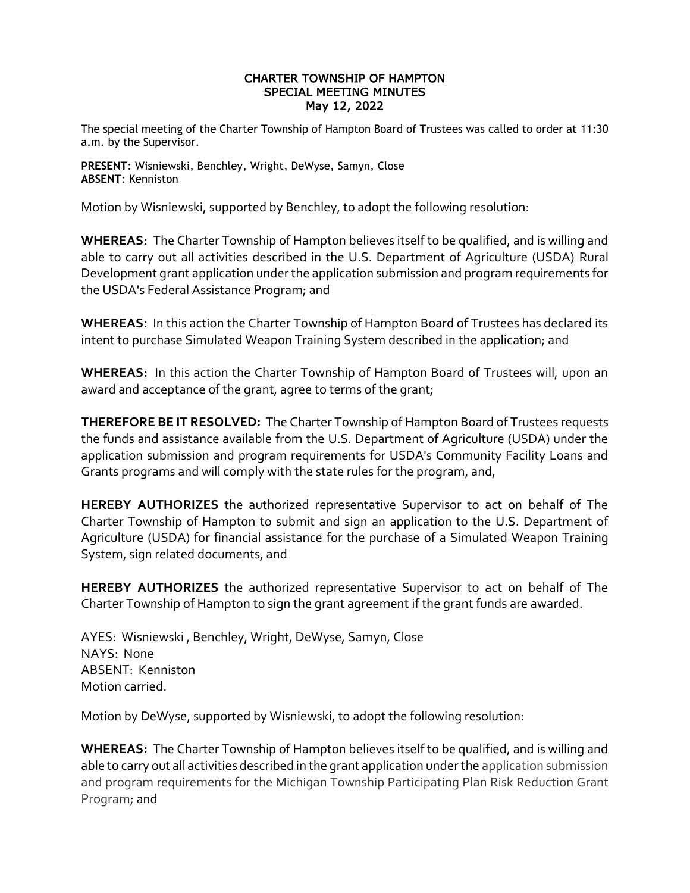# CHARTER TOWNSHIP OF HAMPTON
## SPECIAL MEETING MINUTES
### May 12, 2022

The special meeting of the Charter Township of Hampton Board of Trustees was called to order at 11:30 a.m. by the Supervisor.

**PRESENT**: Wisniewski, Benchley, Wright, DeWyse, Samyn, Close
**ABSENT**: Kenniston

Motion by Wisniewski, supported by Benchley, to adopt the following resolution:

**WHEREAS:** The Charter Township of Hampton believes itself to be qualified, and is willing and able to carry out all activities described in the U.S. Department of Agriculture (USDA) Rural Development grant application under the application submission and program requirements for the USDA's Federal Assistance Program; and

**WHEREAS:** In this action the Charter Township of Hampton Board of Trustees has declared its intent to purchase Simulated Weapon Training System described in the application; and

**WHEREAS:** In this action the Charter Township of Hampton Board of Trustees will, upon an award and acceptance of the grant, agree to terms of the grant;

**THEREFORE BE IT RESOLVED:** The Charter Township of Hampton Board of Trustees requests the funds and assistance available from the U.S. Department of Agriculture (USDA) under the application submission and program requirements for USDA's Community Facility Loans and Grants programs and will comply with the state rules for the program, and,

**HEREBY AUTHORIZES** the authorized representative Supervisor to act on behalf of The Charter Township of Hampton to submit and sign an application to the U.S. Department of Agriculture (USDA) for financial assistance for the purchase of a Simulated Weapon Training System, sign related documents, and

**HEREBY AUTHORIZES** the authorized representative Supervisor to act on behalf of The Charter Township of Hampton to sign the grant agreement if the grant funds are awarded.

AYES: Wisniewski , Benchley, Wright, DeWyse, Samyn, Close
NAYS: None
ABSENT: Kenniston
Motion carried.

Motion by DeWyse, supported by Wisniewski, to adopt the following resolution:

**WHEREAS:** The Charter Township of Hampton believes itself to be qualified, and is willing and able to carry out all activities described in the grant application under the application submission and program requirements for the Michigan Township Participating Plan Risk Reduction Grant Program; and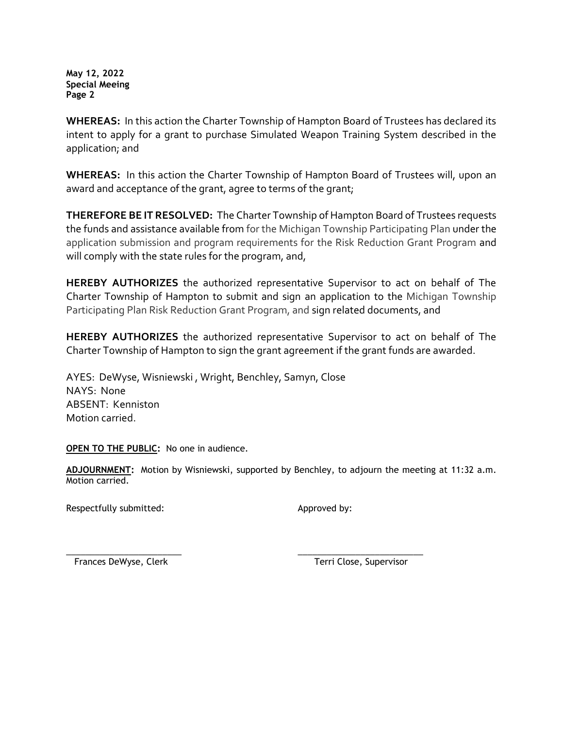**WHEREAS:** In this action the Charter Township of Hampton Board of Trustees has declared its intent to apply for a grant to purchase Simulated Weapon Training System described in the application; and

**WHEREAS:** In this action the Charter Township of Hampton Board of Trustees will, upon an award and acceptance of the grant, agree to terms of the grant;

**THEREFORE BE IT RESOLVED:** The Charter Township of Hampton Board of Trustees requests the funds and assistance available from for the Michigan Township Participating Plan under the application submission and program requirements for the Risk Reduction Grant Program and will comply with the state rules for the program, and,

**HEREBY AUTHORIZES** the authorized representative Supervisor to act on behalf of The Charter Township of Hampton to submit and sign an application to the Michigan Township Participating Plan Risk Reduction Grant Program, and sign related documents, and

**HEREBY AUTHORIZES** the authorized representative Supervisor to act on behalf of The Charter Township of Hampton to sign the grant agreement if the grant funds are awarded.

AYES: DeWyse, Wisniewski , Wright, Benchley, Samyn, Close
NAYS: None
ABSENT: Kenniston
Motion carried.

**OPEN TO THE PUBLIC:** No one in audience.

**ADJOURNMENT:** Motion by Wisniewski, supported by Benchley, to adjourn the meeting at 11:32 a.m. Motion carried.

Respectfully submitted: Approved by:

\_\_\_\_\_\_\_\_\_\_\_\_\_\_\_\_\_\_\_\_\_\_\_\_ \_\_\_\_\_\_\_\_\_\_\_\_\_\_\_\_\_\_\_\_\_\_\_\_\_\_

Frances DeWyse, Clerk Terri Close, Supervisor